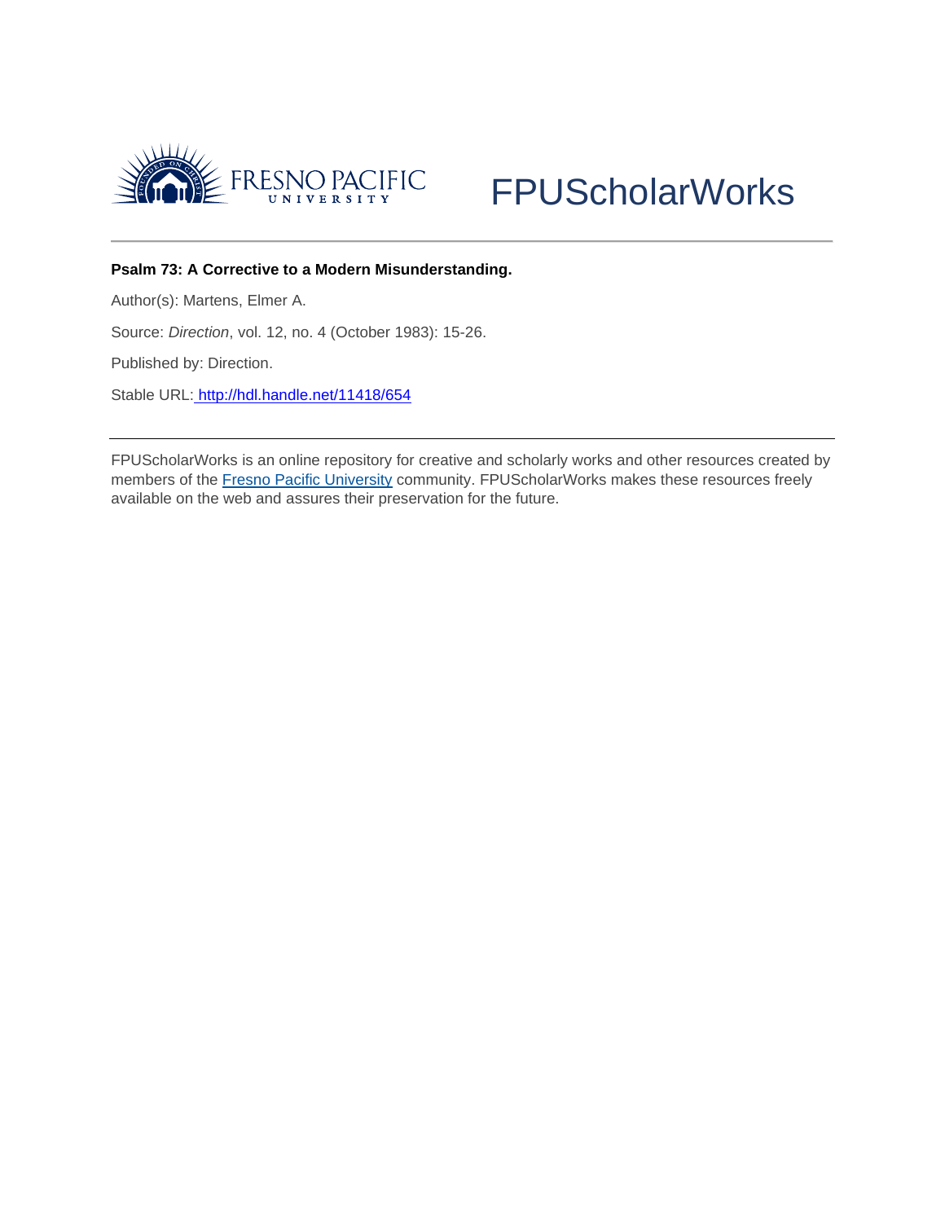FRESNO PACIFIC UNIVERSITY

FPUScholarWorks

**Psalm 73: A Corrective to a Modern Misunderstanding.**

Author(s): Martens, Elmer A.

Source: *Direction*, vol. 12, no. 4 (October 1983): 15-26.

Published by: Direction.

Stable URL: http://hdl.handle.net/11418/654

FPUScholarWorks is an online repository for creative and scholarly works and other resources created by members of the Fresno Pacific University community. FPUScholarWorks makes these resources freely available on the web and assures their preservation for the future.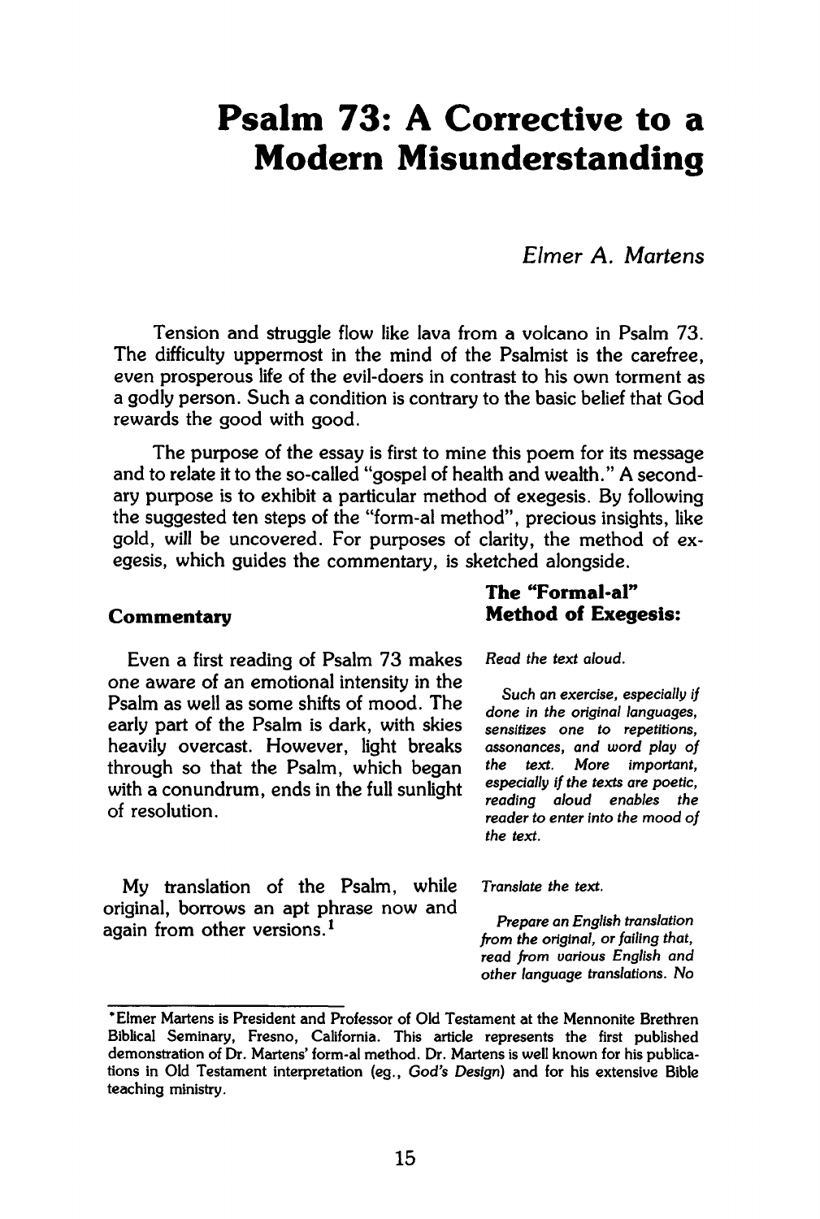# Psalm 73: A Corrective to a Modern Misunderstanding

*Elmer A. Martens*

Tension and struggle flow like lava from a volcano in Psalm 73. The difficulty uppermost in the mind of the Psalmist is the carefree, even prosperous life of the evil-doers in contrast to his own torment as a godly person. Such a condition is contrary to the basic belief that God rewards the good with good.

The purpose of the essay is first to mine this poem for its message and to relate it to the so-called "gospel of health and wealth." A secondary purpose is to exhibit a particular method of exegesis. By following the suggested ten steps of the "form-al method", precious insights, like gold, will be uncovered. For purposes of clarity, the method of exegesis, which guides the commentary, is sketched alongside.

### Commentary

Even a first reading of Psalm 73 makes one aware of an emotional intensity in the Psalm as well as some shifts of mood. The early part of the Psalm is dark, with skies heavily overcast. However, light breaks through so that the Psalm, which began with a conundrum, ends in the full sunlight of resolution.

My translation of the Psalm, while original, borrows an apt phrase now and again from other versions.[1]

### The "Formal-al" Method of Exegesis:

*Read the text aloud.*

*Such an exercise, especially if done in the original languages, sensitizes one to repetitions, assonances, and word play of the text. More important, especially if the texts are poetic, reading aloud enables the reader to enter into the mood of the text.*

*Translate the text.*

*Prepare an English translation from the original, or failing that, read from various English and other language translations. No*

---

*Elmer Martens is President and Professor of Old Testament at the Mennonite Brethren Biblical Seminary, Fresno, California. This article represents the first published demonstration of Dr. Martens' form-al method. Dr. Martens is well known for his publications in Old Testament interpretation (eg., *God's Design*) and for his extensive Bible teaching ministry.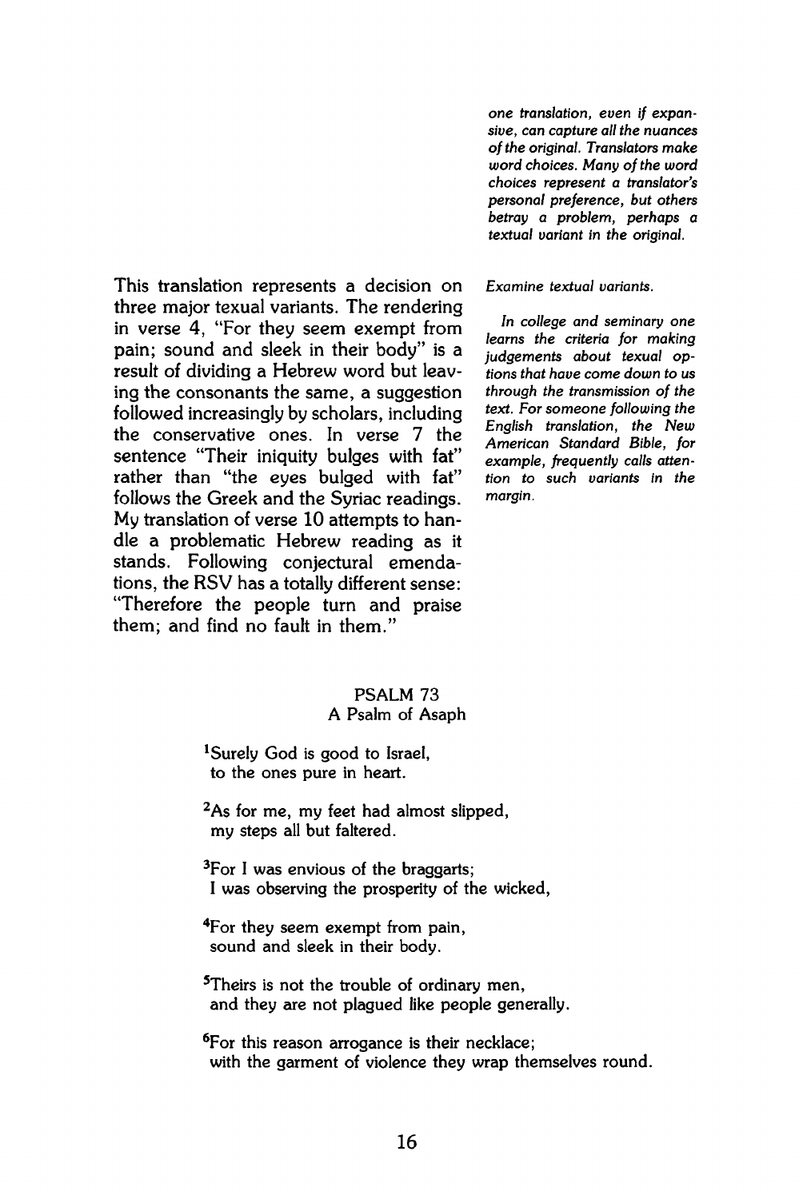*one translation, even if expansive, can capture all the nuances of the original. Translators make word choices. Many of the word choices represent a translator's personal preference, but others betray a problem, perhaps a textual variant in the original.*

This translation represents a decision on three major texual variants. The rendering in verse 4, "For they seem exempt from pain; sound and sleek in their body" is a result of dividing a Hebrew word but leaving the consonants the same, a suggestion followed increasingly by scholars, including the conservative ones. In verse 7 the sentence "Their iniquity bulges with fat" rather than "the eyes bulged with fat" follows the Greek and the Syriac readings. My translation of verse 10 attempts to handle a problematic Hebrew reading as it stands. Following conjectural emendations, the RSV has a totally different sense: "Therefore the people turn and praise them; and find no fault in them."

*Examine textual variants.*

*In college and seminary one learns the criteria for making judgements about texual options that have come down to us through the transmission of the text. For someone following the English translation, the New American Standard Bible, for example, frequently calls attention to such variants in the margin.*

PSALM 73
A Psalm of Asaph

[1]Surely God is good to Israel,
to the ones pure in heart.

[2]As for me, my feet had almost slipped,
my steps all but faltered.

[3]For I was envious of the braggarts;
I was observing the prosperity of the wicked,

[4]For they seem exempt from pain,
sound and sleek in their body.

[5]Theirs is not the trouble of ordinary men,
and they are not plagued like people generally.

[6]For this reason arrogance is their necklace;
with the garment of violence they wrap themselves round.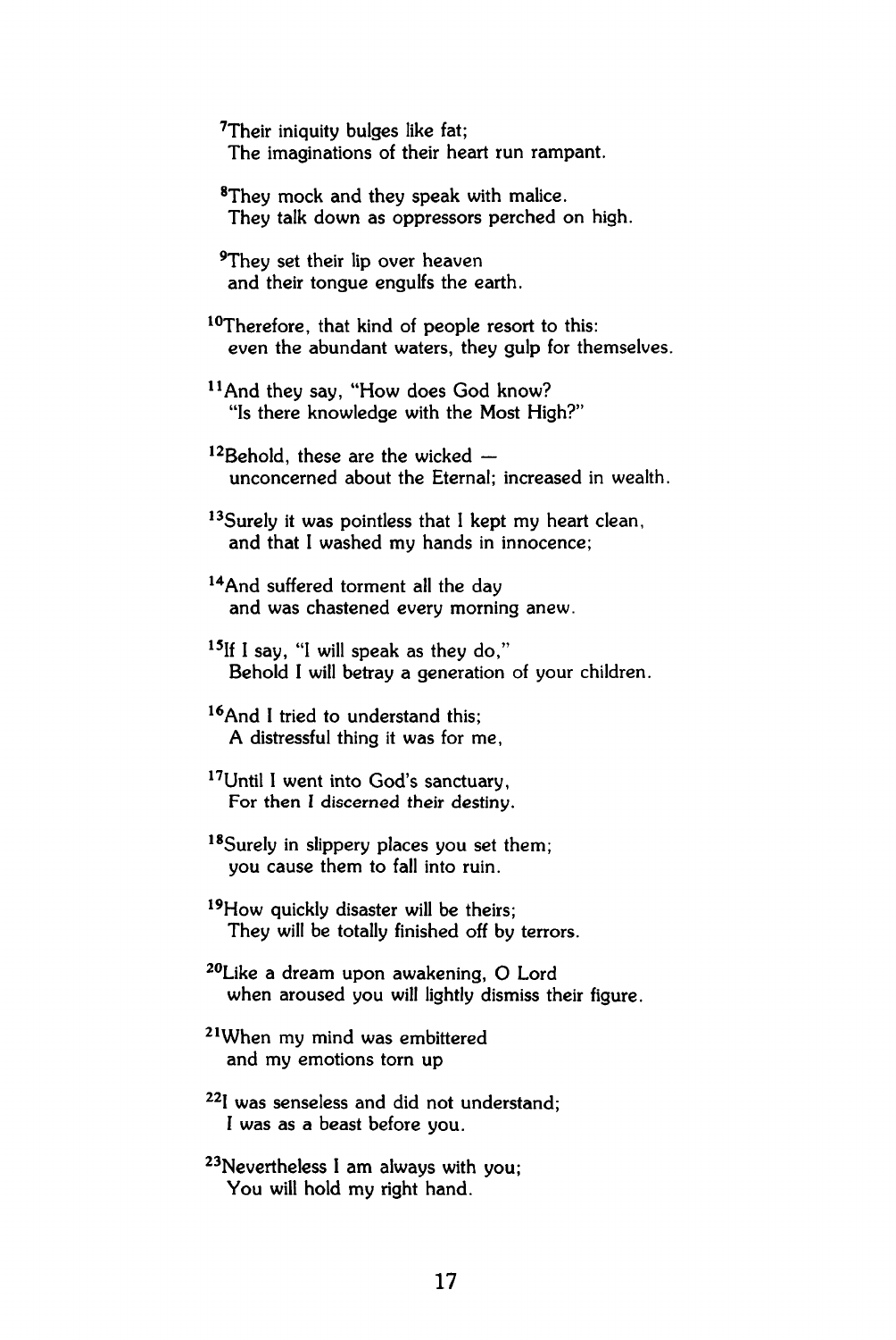[7]Their iniquity bulges like fat;
The imaginations of their heart run rampant.

[8]They mock and they speak with malice.
They talk down as oppressors perched on high.

[9]They set their lip over heaven
and their tongue engulfs the earth.

[10]Therefore, that kind of people resort to this:
even the abundant waters, they gulp for themselves.

[11]And they say, "How does God know?
"Is there knowledge with the Most High?"

[12]Behold, these are the wicked —
unconcerned about the Eternal; increased in wealth.

[13]Surely it was pointless that I kept my heart clean,
and that I washed my hands in innocence;

[14]And suffered torment all the day
and was chastened every morning anew.

[15]If I say, "I will speak as they do,"
Behold I will betray a generation of your children.

[16]And I tried to understand this;
A distressful thing it was for me,

[17]Until I went into God's sanctuary,
For then I discerned their destiny.

[18]Surely in slippery places you set them;
you cause them to fall into ruin.

[19]How quickly disaster will be theirs;
They will be totally finished off by terrors.

[20]Like a dream upon awakening, O Lord
when aroused you will lightly dismiss their figure.

[21]When my mind was embittered
and my emotions torn up

[22]I was senseless and did not understand;
I was as a beast before you.

[23]Nevertheless I am always with you;
You will hold my right hand.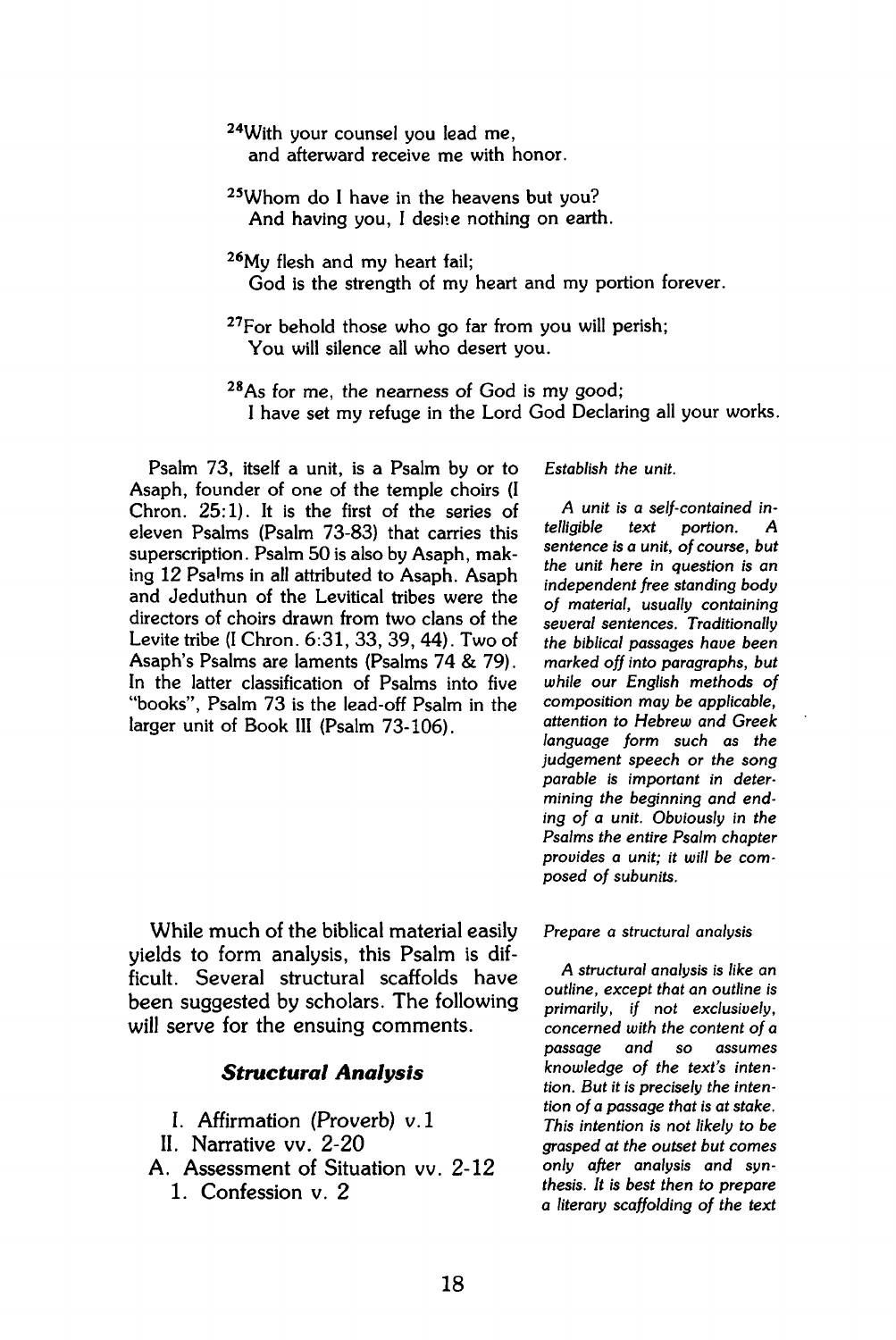[24]With your counsel you lead me,
and afterward receive me with honor.

[25]Whom do I have in the heavens but you?
And having you, I desire nothing on earth.

[26]My flesh and my heart fail;
God is the strength of my heart and my portion forever.

[27]For behold those who go far from you will perish;
You will silence all who desert you.

[28]As for me, the nearness of God is my good;
I have set my refuge in the Lord God Declaring all your works.

*Establish the unit.*

*A unit is a self-contained intelligible text portion. A sentence is a unit, of course, but the unit here in question is an independent free standing body of material, usually containing several sentences. Traditionally the biblical passages have been marked off into paragraphs, but while our English methods of composition may be applicable, attention to Hebrew and Greek language form such as the judgement speech or the song parable is important in determining the beginning and ending of a unit. Obviously in the Psalms the entire Psalm chapter provides a unit; it will be composed of subunits.*

Psalm 73, itself a unit, is a Psalm by or to Asaph, founder of one of the temple choirs (I Chron. 25:1). It is the first of the series of eleven Psalms (Psalm 73-83) that carries this superscription. Psalm 50 is also by Asaph, making 12 Psalms in all attributed to Asaph. Asaph and Jeduthun of the Levitical tribes were the directors of choirs drawn from two clans of the Levite tribe (I Chron. 6:31, 33, 39, 44). Two of Asaph's Psalms are laments (Psalms 74 & 79). In the latter classification of Psalms into five "books", Psalm 73 is the lead-off Psalm in the larger unit of Book III (Psalm 73-106).

*Prepare a structural analysis*

*A structural analysis is like an outline, except that an outline is primarily, if not exclusively, concerned with the content of a passage and so assumes knowledge of the text's intention. But it is precisely the intention of a passage that is at stake. This intention is not likely to be grasped at the outset but comes only after analysis and synthesis. It is best then to prepare a literary scaffolding of the text*

While much of the biblical material easily yields to form analysis, this Psalm is difficult. Several structural scaffolds have been suggested by scholars. The following will serve for the ensuing comments.

### Structural Analysis

I. Affirmation (Proverb) v.1
II. Narrative vv. 2-20
A. Assessment of Situation vv. 2-12
1. Confession v. 2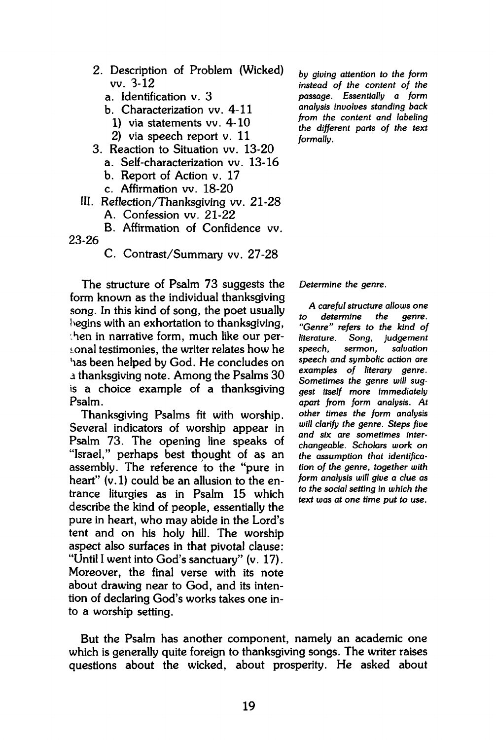2. Description of Problem (Wicked) vv. 3-12
   a. Identification v. 3
   b. Characterization vv. 4-11
      1) via statements vv. 4-10
      2) via speech report v. 11
3. Reaction to Situation vv. 13-20
   a. Self-characterization vv. 13-16
   b. Report of Action v. 17
   c. Affirmation vv. 18-20

III. Reflection/Thanksgiving vv. 21-28
   A. Confession vv. 21-22
   B. Affirmation of Confidence vv. 23-26
   C. Contrast/Summary vv. 27-28

*by giving attention to the form instead of the content of the passage. Essentially a form analysis involves standing back from the content and labeling the different parts of the text formally.*

The structure of Psalm 73 suggests the form known as the individual thanksgiving song. In this kind of song, the poet usually begins with an exhortation to thanksgiving, then in narrative form, much like our personal testimonies, the writer relates how he has been helped by God. He concludes on a thanksgiving note. Among the Psalms 30 is a choice example of a thanksgiving Psalm.

Thanksgiving Psalms fit with worship. Several indicators of worship appear in Psalm 73. The opening line speaks of "Israel," perhaps best thought of as an assembly. The reference to the "pure in heart" (v.1) could be an allusion to the entrance liturgies as in Psalm 15 which describe the kind of people, essentially the pure in heart, who may abide in the Lord's tent and on his holy hill. The worship aspect also surfaces in that pivotal clause: "Until I went into God's sanctuary" (v. 17). Moreover, the final verse with its note about drawing near to God, and its intention of declaring God's works takes one into a worship setting.

*Determine the genre.*

*A careful structure allows one to determine the genre. "Genre" refers to the kind of literature. Song, judgement speech, sermon, salvation speech and symbolic action are examples of literary genre. Sometimes the genre will suggest itself more immediately apart from form analysis. At other times the form analysis will clarify the genre. Steps five and six are sometimes interchangeable. Scholars work on the assumption that identification of the genre, together with form analysis will give a clue as to the social setting in which the text was at one time put to use.*

But the Psalm has another component, namely an academic one which is generally quite foreign to thanksgiving songs. The writer raises questions about the wicked, about prosperity. He asked about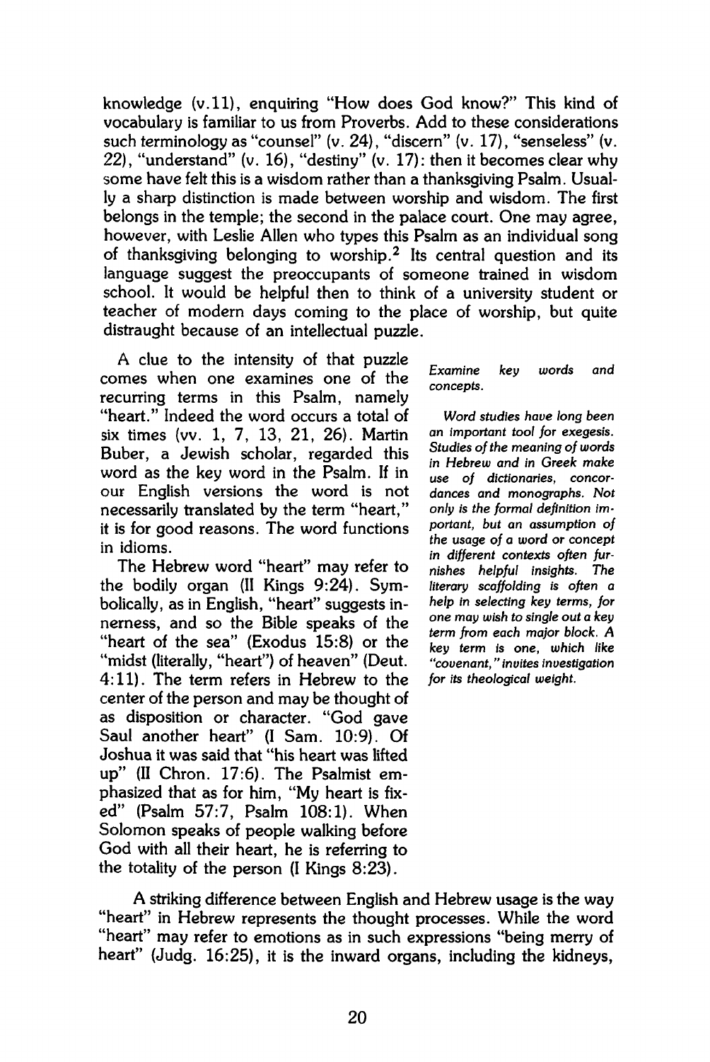knowledge (v.11), enquiring "How does God know?" This kind of vocabulary is familiar to us from Proverbs. Add to these considerations such terminology as "counsel" (v. 24), "discern" (v. 17), "senseless" (v. 22), "understand" (v. 16), "destiny" (v. 17): then it becomes clear why some have felt this is a wisdom rather than a thanksgiving Psalm. Usually a sharp distinction is made between worship and wisdom. The first belongs in the temple; the second in the palace court. One may agree, however, with Leslie Allen who types this Psalm as an individual song of thanksgiving belonging to worship.[2] Its central question and its language suggest the preoccupants of someone trained in wisdom school. It would be helpful then to think of a university student or teacher of modern days coming to the place of worship, but quite distraught because of an intellectual puzzle.

A clue to the intensity of that puzzle comes when one examines one of the recurring terms in this Psalm, namely "heart." Indeed the word occurs a total of six times (vv. 1, 7, 13, 21, 26). Martin Buber, a Jewish scholar, regarded this word as the key word in the Psalm. If in our English versions the word is not necessarily translated by the term "heart," it is for good reasons. The word functions in idioms.

*Examine key words and concepts.*

*Word studies have long been an important tool for exegesis. Studies of the meaning of words in Hebrew and in Greek make use of dictionaries, concordances and monographs. Not only is the formal definition important, but an assumption of the usage of a word or concept in different contexts often furnishes helpful insights. The literary scaffolding is often a help in selecting key terms, for one may wish to single out a key term from each major block. A key term is one, which like "covenant," invites investigation for its theological weight.*

The Hebrew word "heart" may refer to the bodily organ (II Kings 9:24). Symbolically, as in English, "heart" suggests innerness, and so the Bible speaks of the "heart of the sea" (Exodus 15:8) or the "midst (literally, "heart") of heaven" (Deut. 4:11). The term refers in Hebrew to the center of the person and may be thought of as disposition or character. "God gave Saul another heart" (I Sam. 10:9). Of Joshua it was said that "his heart was lifted up" (II Chron. 17:6). The Psalmist emphasized that as for him, "My heart is fixed" (Psalm 57:7, Psalm 108:1). When Solomon speaks of people walking before God with all their heart, he is referring to the totality of the person (I Kings 8:23).

A striking difference between English and Hebrew usage is the way "heart" in Hebrew represents the thought processes. While the word "heart" may refer to emotions as in such expressions "being merry of heart" (Judg. 16:25), it is the inward organs, including the kidneys,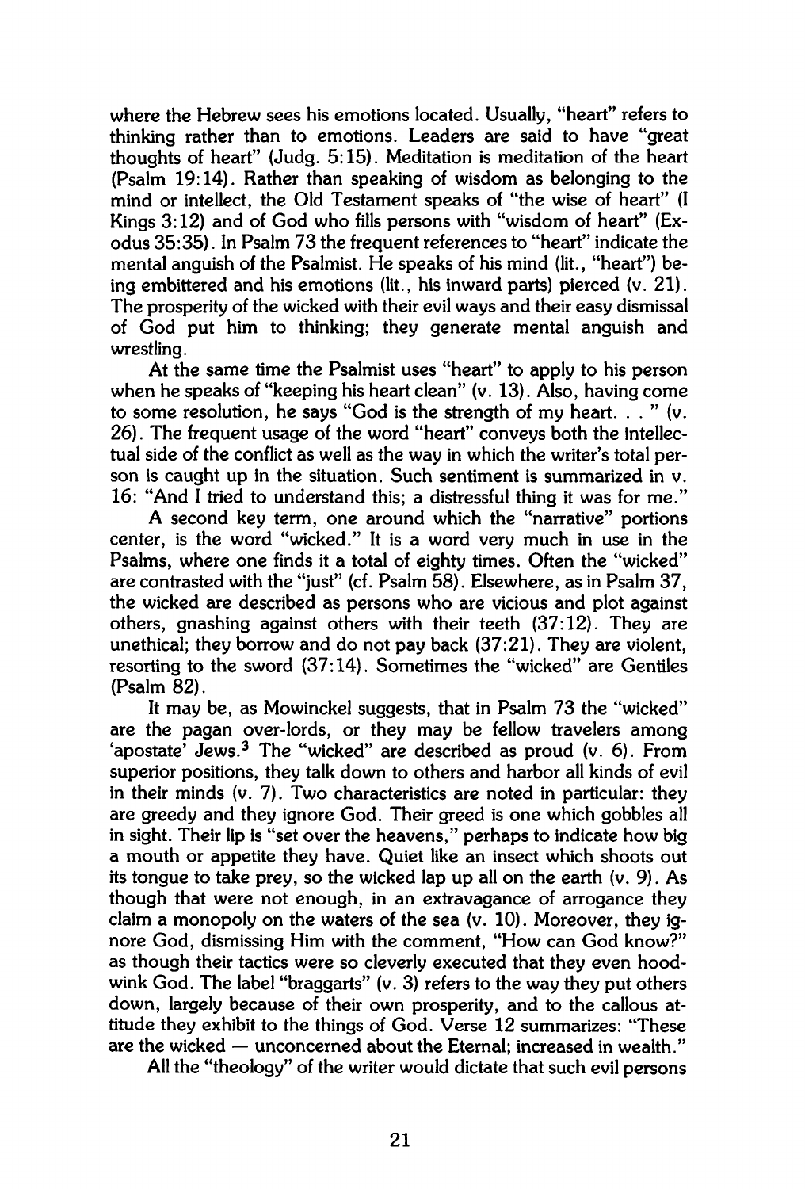where the Hebrew sees his emotions located. Usually, "heart" refers to thinking rather than to emotions. Leaders are said to have "great thoughts of heart" (Judg. 5:15). Meditation is meditation of the heart (Psalm 19:14). Rather than speaking of wisdom as belonging to the mind or intellect, the Old Testament speaks of "the wise of heart" (I Kings 3:12) and of God who fills persons with "wisdom of heart" (Exodus 35:35). In Psalm 73 the frequent references to "heart" indicate the mental anguish of the Psalmist. He speaks of his mind (lit., "heart") being embittered and his emotions (lit., his inward parts) pierced (v. 21). The prosperity of the wicked with their evil ways and their easy dismissal of God put him to thinking; they generate mental anguish and wrestling.

At the same time the Psalmist uses "heart" to apply to his person when he speaks of "keeping his heart clean" (v. 13). Also, having come to some resolution, he says "God is the strength of my heart. . . " (v. 26). The frequent usage of the word "heart" conveys both the intellectual side of the conflict as well as the way in which the writer's total person is caught up in the situation. Such sentiment is summarized in v. 16: "And I tried to understand this; a distressful thing it was for me."

A second key term, one around which the "narrative" portions center, is the word "wicked." It is a word very much in use in the Psalms, where one finds it a total of eighty times. Often the "wicked" are contrasted with the "just" (cf. Psalm 58). Elsewhere, as in Psalm 37, the wicked are described as persons who are vicious and plot against others, gnashing against others with their teeth (37:12). They are unethical; they borrow and do not pay back (37:21). They are violent, resorting to the sword (37:14). Sometimes the "wicked" are Gentiles (Psalm 82).

It may be, as Mowinckel suggests, that in Psalm 73 the "wicked" are the pagan over-lords, or they may be fellow travelers among 'apostate' Jews.[3] The "wicked" are described as proud (v. 6). From superior positions, they talk down to others and harbor all kinds of evil in their minds (v. 7). Two characteristics are noted in particular: they are greedy and they ignore God. Their greed is one which gobbles all in sight. Their lip is "set over the heavens," perhaps to indicate how big a mouth or appetite they have. Quiet like an insect which shoots out its tongue to take prey, so the wicked lap up all on the earth (v. 9). As though that were not enough, in an extravagance of arrogance they claim a monopoly on the waters of the sea (v. 10). Moreover, they ignore God, dismissing Him with the comment, "How can God know?" as though their tactics were so cleverly executed that they even hoodwink God. The label "braggarts" (v. 3) refers to the way they put others down, largely because of their own prosperity, and to the callous attitude they exhibit to the things of God. Verse 12 summarizes: "These are the wicked — unconcerned about the Eternal; increased in wealth."

All the "theology" of the writer would dictate that such evil persons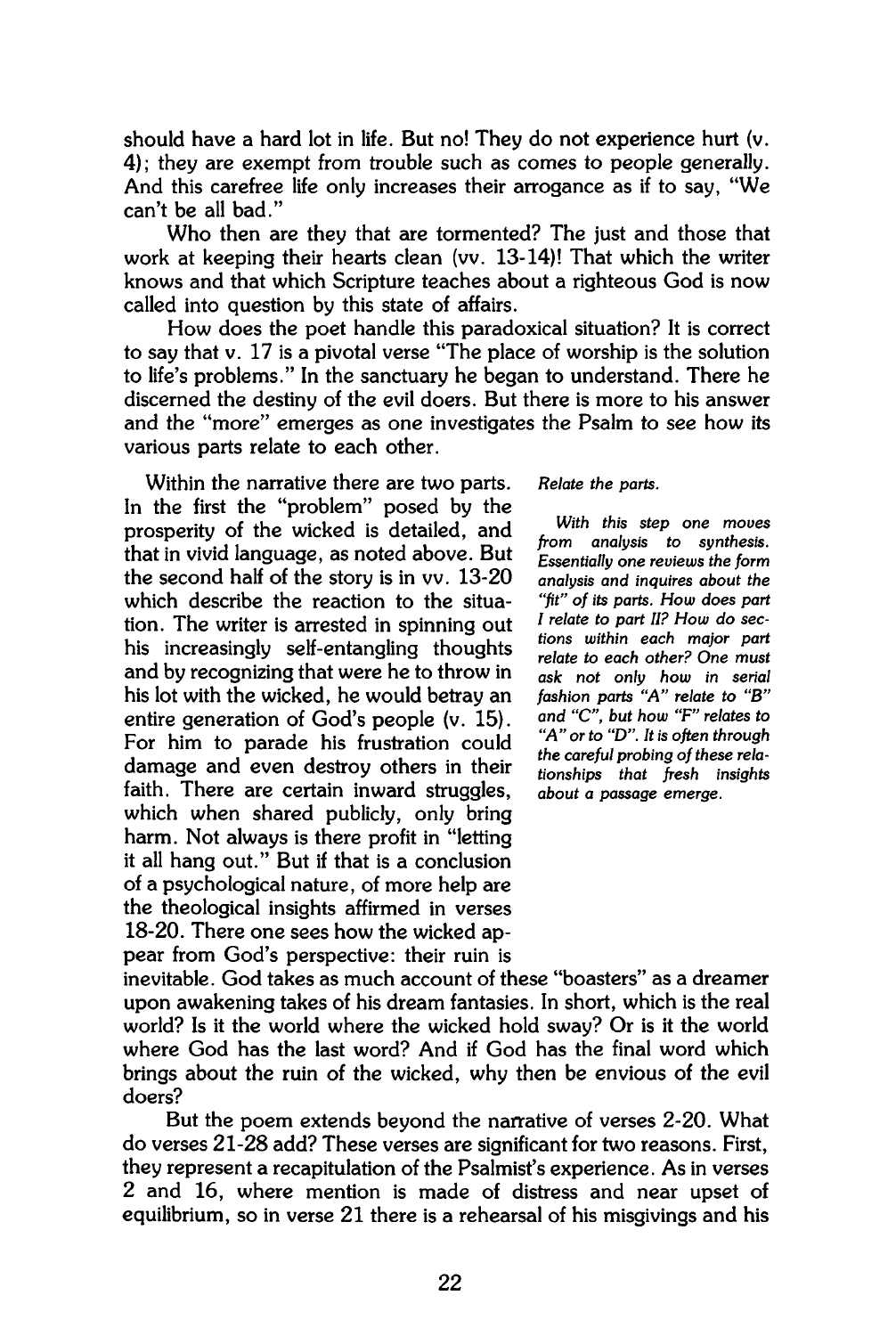should have a hard lot in life. But no! They do not experience hurt (v. 4); they are exempt from trouble such as comes to people generally. And this carefree life only increases their arrogance as if to say, "We can't be all bad."

Who then are they that are tormented? The just and those that work at keeping their hearts clean (vv. 13-14)! That which the writer knows and that which Scripture teaches about a righteous God is now called into question by this state of affairs.

How does the poet handle this paradoxical situation? It is correct to say that v. 17 is a pivotal verse "The place of worship is the solution to life's problems." In the sanctuary he began to understand. There he discerned the destiny of the evil doers. But there is more to his answer and the "more" emerges as one investigates the Psalm to see how its various parts relate to each other.

*Relate the parts.*

*With this step one moves from analysis to synthesis. Essentially one reviews the form analysis and inquires about the "fit" of its parts. How does part I relate to part II? How do sections within each major part relate to each other? One must ask not only how in serial fashion parts "A" relate to "B" and "C", but how "F" relates to "A" or to "D". It is often through the careful probing of these relationships that fresh insights about a passage emerge.*

Within the narrative there are two parts. In the first the "problem" posed by the prosperity of the wicked is detailed, and that in vivid language, as noted above. But the second half of the story is in vv. 13-20 which describe the reaction to the situation. The writer is arrested in spinning out his increasingly self-entangling thoughts and by recognizing that were he to throw in his lot with the wicked, he would betray an entire generation of God's people (v. 15). For him to parade his frustration could damage and even destroy others in their faith. There are certain inward struggles, which when shared publicly, only bring harm. Not always is there profit in "letting it all hang out." But if that is a conclusion of a psychological nature, of more help are the theological insights affirmed in verses 18-20. There one sees how the wicked appear from God's perspective: their ruin is inevitable. God takes as much account of these "boasters" as a dreamer upon awakening takes of his dream fantasies. In short, which is the real world? Is it the world where the wicked hold sway? Or is it the world where God has the last word? And if God has the final word which brings about the ruin of the wicked, why then be envious of the evil doers?

But the poem extends beyond the narrative of verses 2-20. What do verses 21-28 add? These verses are significant for two reasons. First, they represent a recapitulation of the Psalmist's experience. As in verses 2 and 16, where mention is made of distress and near upset of equilibrium, so in verse 21 there is a rehearsal of his misgivings and his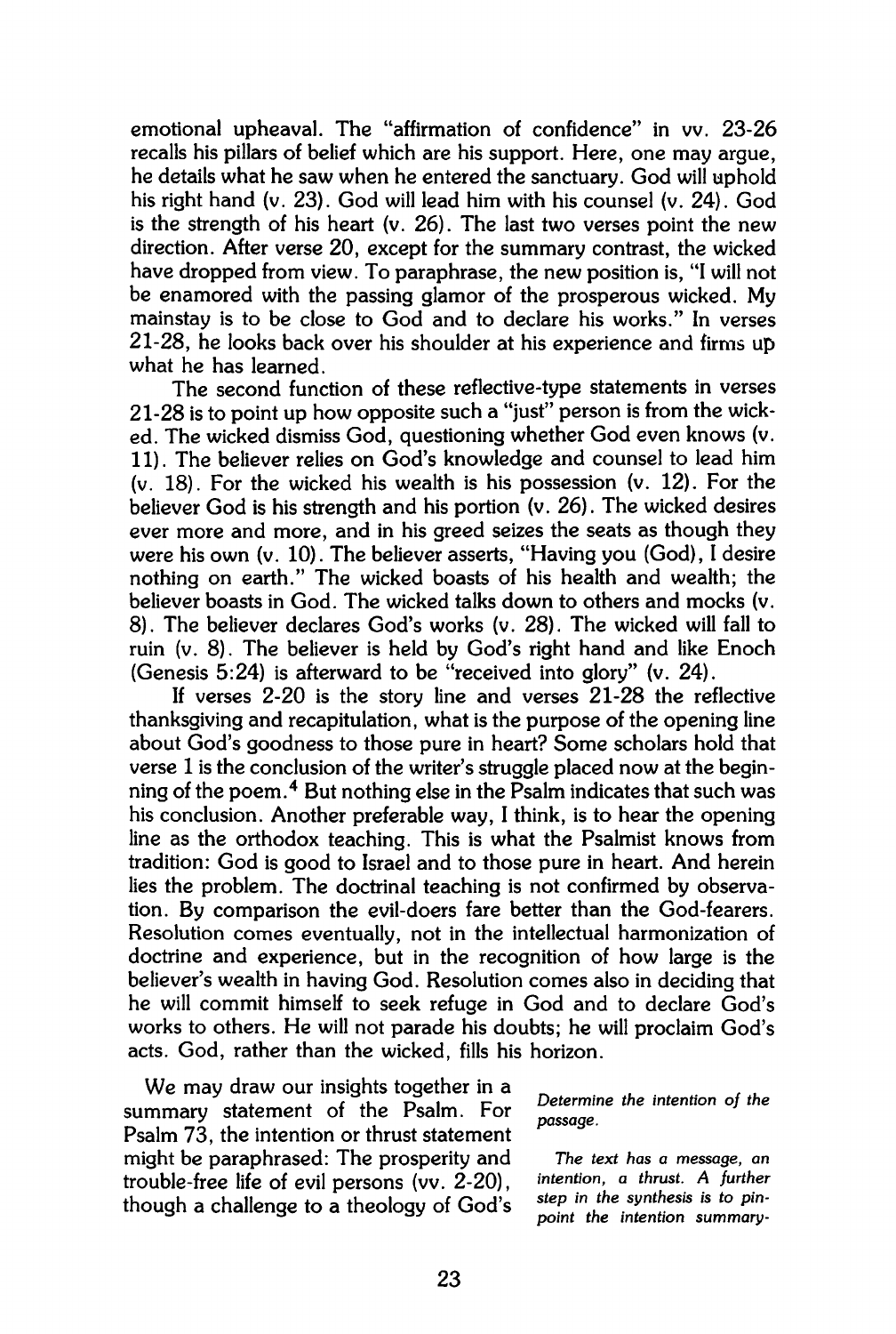emotional upheaval. The "affirmation of confidence" in vv. 23-26 recalls his pillars of belief which are his support. Here, one may argue, he details what he saw when he entered the sanctuary. God will uphold his right hand (v. 23). God will lead him with his counsel (v. 24). God is the strength of his heart (v. 26). The last two verses point the new direction. After verse 20, except for the summary contrast, the wicked have dropped from view. To paraphrase, the new position is, "I will not be enamored with the passing glamor of the prosperous wicked. My mainstay is to be close to God and to declare his works." In verses 21-28, he looks back over his shoulder at his experience and firms up what he has learned.

The second function of these reflective-type statements in verses 21-28 is to point up how opposite such a "just" person is from the wicked. The wicked dismiss God, questioning whether God even knows (v. 11). The believer relies on God's knowledge and counsel to lead him (v. 18). For the wicked his wealth is his possession (v. 12). For the believer God is his strength and his portion (v. 26). The wicked desires ever more and more, and in his greed seizes the seats as though they were his own (v. 10). The believer asserts, "Having you (God), I desire nothing on earth." The wicked boasts of his health and wealth; the believer boasts in God. The wicked talks down to others and mocks (v. 8). The believer declares God's works (v. 28). The wicked will fall to ruin (v. 8). The believer is held by God's right hand and like Enoch (Genesis 5:24) is afterward to be "received into glory" (v. 24).

If verses 2-20 is the story line and verses 21-28 the reflective thanksgiving and recapitulation, what is the purpose of the opening line about God's goodness to those pure in heart? Some scholars hold that verse 1 is the conclusion of the writer's struggle placed now at the beginning of the poem.[4] But nothing else in the Psalm indicates that such was his conclusion. Another preferable way, I think, is to hear the opening line as the orthodox teaching. This is what the Psalmist knows from tradition: God is good to Israel and to those pure in heart. And herein lies the problem. The doctrinal teaching is not confirmed by observation. By comparison the evil-doers fare better than the God-fearers. Resolution comes eventually, not in the intellectual harmonization of doctrine and experience, but in the recognition of how large is the believer's wealth in having God. Resolution comes also in deciding that he will commit himself to seek refuge in God and to declare God's works to others. He will not parade his doubts; he will proclaim God's acts. God, rather than the wicked, fills his horizon.

*Determine the intention of the passage.*

*The text has a message, an intention, a thrust. A further step in the synthesis is to pinpoint the intention summary-*

We may draw our insights together in a summary statement of the Psalm. For Psalm 73, the intention or thrust statement might be paraphrased: The prosperity and trouble-free life of evil persons (vv. 2-20), though a challenge to a theology of God's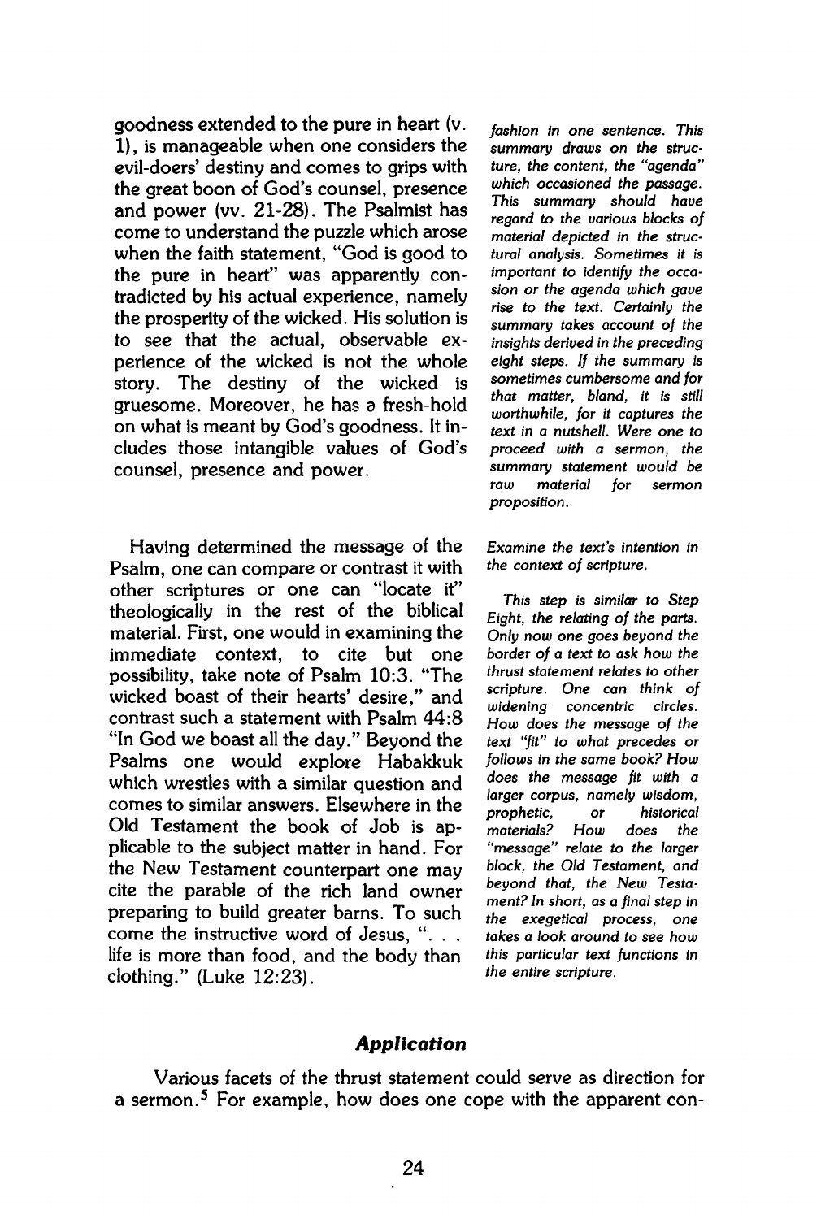goodness extended to the pure in heart (v. 1), is manageable when one considers the evil-doers' destiny and comes to grips with the great boon of God's counsel, presence and power (vv. 21-28). The Psalmist has come to understand the puzzle which arose when the faith statement, "God is good to the pure in heart" was apparently contradicted by his actual experience, namely the prosperity of the wicked. His solution is to see that the actual, observable experience of the wicked is not the whole story. The destiny of the wicked is gruesome. Moreover, he has a fresh-hold on what is meant by God's goodness. It includes those intangible values of God's counsel, presence and power.

*fashion in one sentence. This summary draws on the structure, the content, the "agenda" which occasioned the passage. This summary should have regard to the various blocks of material depicted in the structural analysis. Sometimes it is important to identify the occasion or the agenda which gave rise to the text. Certainly the summary takes account of the insights derived in the preceding eight steps. If the summary is sometimes cumbersome and for that matter, bland, it is still worthwhile, for it captures the text in a nutshell. Were one to proceed with a sermon, the summary statement would be raw material for sermon proposition.*

Having determined the message of the Psalm, one can compare or contrast it with other scriptures or one can "locate it" theologically in the rest of the biblical material. First, one would in examining the immediate context, to cite but one possibility, take note of Psalm 10:3. "The wicked boast of their hearts' desire," and contrast such a statement with Psalm 44:8 "In God we boast all the day." Beyond the Psalms one would explore Habakkuk which wrestles with a similar question and comes to similar answers. Elsewhere in the Old Testament the book of Job is applicable to the subject matter in hand. For the New Testament counterpart one may cite the parable of the rich land owner preparing to build greater barns. To such come the instructive word of Jesus, ". . . life is more than food, and the body than clothing." (Luke 12:23).

*Examine the text's intention in the context of scripture.*

*This step is similar to Step Eight, the relating of the parts. Only now one goes beyond the border of a text to ask how the thrust statement relates to other scripture. One can think of widening concentric circles. How does the message of the text "fit" to what precedes or follows in the same book? How does the message fit with a larger corpus, namely wisdom, prophetic, or historical materials? How does the "message" relate to the larger block, the Old Testament, and beyond that, the New Testament? In short, as a final step in the exegetical process, one takes a look around to see how this particular text functions in the entire scripture.*

### *Application*

Various facets of the thrust statement could serve as direction for a sermon.[5] For example, how does one cope with the apparent con-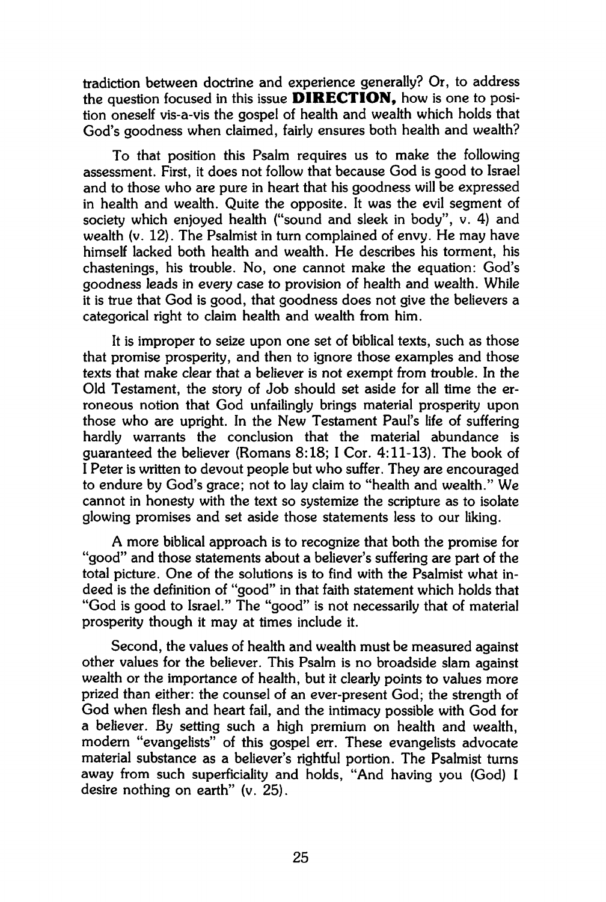tradiction between doctrine and experience generally? Or, to address the question focused in this issue **DIRECTION,** how is one to position oneself vis-a-vis the gospel of health and wealth which holds that God's goodness when claimed, fairly ensures both health and wealth?

To that position this Psalm requires us to make the following assessment. First, it does not follow that because God is good to Israel and to those who are pure in heart that his goodness will be expressed in health and wealth. Quite the opposite. It was the evil segment of society which enjoyed health ("sound and sleek in body", v. 4) and wealth (v. 12). The Psalmist in turn complained of envy. He may have himself lacked both health and wealth. He describes his torment, his chastenings, his trouble. No, one cannot make the equation: God's goodness leads in every case to provision of health and wealth. While it is true that God is good, that goodness does not give the believers a categorical right to claim health and wealth from him.

It is improper to seize upon one set of biblical texts, such as those that promise prosperity, and then to ignore those examples and those texts that make clear that a believer is not exempt from trouble. In the Old Testament, the story of Job should set aside for all time the erroneous notion that God unfailingly brings material prosperity upon those who are upright. In the New Testament Paul's life of suffering hardly warrants the conclusion that the material abundance is guaranteed the believer (Romans 8:18; I Cor. 4:11-13). The book of I Peter is written to devout people but who suffer. They are encouraged to endure by God's grace; not to lay claim to "health and wealth." We cannot in honesty with the text so systemize the scripture as to isolate glowing promises and set aside those statements less to our liking.

A more biblical approach is to recognize that both the promise for "good" and those statements about a believer's suffering are part of the total picture. One of the solutions is to find with the Psalmist what indeed is the definition of "good" in that faith statement which holds that "God is good to Israel." The "good" is not necessarily that of material prosperity though it may at times include it.

Second, the values of health and wealth must be measured against other values for the believer. This Psalm is no broadside slam against wealth or the importance of health, but it clearly points to values more prized than either: the counsel of an ever-present God; the strength of God when flesh and heart fail, and the intimacy possible with God for a believer. By setting such a high premium on health and wealth, modern "evangelists" of this gospel err. These evangelists advocate material substance as a believer's rightful portion. The Psalmist turns away from such superficiality and holds, "And having you (God) I desire nothing on earth" (v. 25).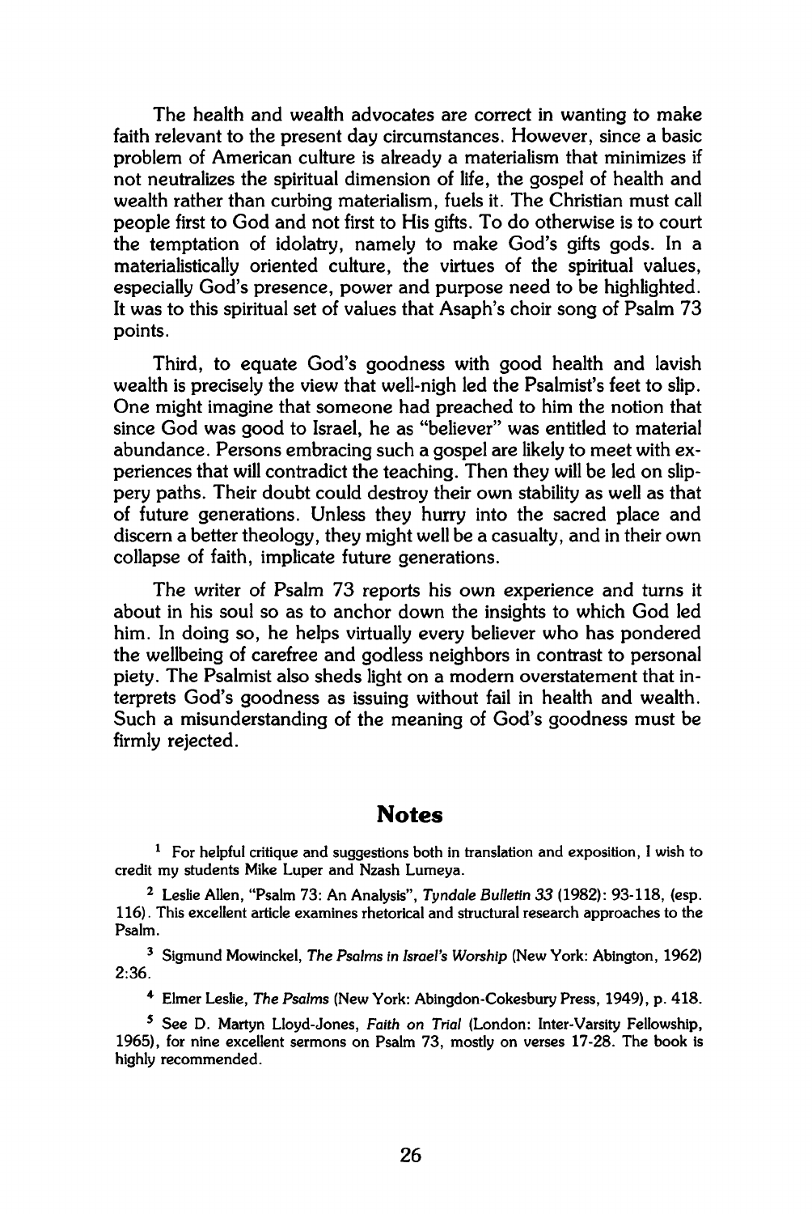The health and wealth advocates are correct in wanting to make faith relevant to the present day circumstances. However, since a basic problem of American culture is already a materialism that minimizes if not neutralizes the spiritual dimension of life, the gospel of health and wealth rather than curbing materialism, fuels it. The Christian must call people first to God and not first to His gifts. To do otherwise is to court the temptation of idolatry, namely to make God's gifts gods. In a materialistically oriented culture, the virtues of the spiritual values, especially God's presence, power and purpose need to be highlighted. It was to this spiritual set of values that Asaph's choir song of Psalm 73 points.

Third, to equate God's goodness with good health and lavish wealth is precisely the view that well-nigh led the Psalmist's feet to slip. One might imagine that someone had preached to him the notion that since God was good to Israel, he as "believer" was entitled to material abundance. Persons embracing such a gospel are likely to meet with experiences that will contradict the teaching. Then they will be led on slippery paths. Their doubt could destroy their own stability as well as that of future generations. Unless they hurry into the sacred place and discern a better theology, they might well be a casualty, and in their own collapse of faith, implicate future generations.

The writer of Psalm 73 reports his own experience and turns it about in his soul so as to anchor down the insights to which God led him. In doing so, he helps virtually every believer who has pondered the wellbeing of carefree and godless neighbors in contrast to personal piety. The Psalmist also sheds light on a modern overstatement that interprets God's goodness as issuing without fail in health and wealth. Such a misunderstanding of the meaning of God's goodness must be firmly rejected.

## Notes

[1] For helpful critique and suggestions both in translation and exposition, I wish to credit my students Mike Luper and Nzash Lumeya.

[2] Leslie Allen, "Psalm 73: An Analysis", *Tyndale Bulletin 33* (1982): 93-118, (esp. 116). This excellent article examines rhetorical and structural research approaches to the Psalm.

[3] Sigmund Mowinckel, *The Psalms in Israel's Worship* (New York: Abington, 1962) 2:36.

[4] Elmer Leslie, *The Psalms* (New York: Abingdon-Cokesbury Press, 1949), p. 418.

[5] See D. Martyn Lloyd-Jones, *Faith on Trial* (London: Inter-Varsity Fellowship, 1965), for nine excellent sermons on Psalm 73, mostly on verses 17-28. The book is highly recommended.